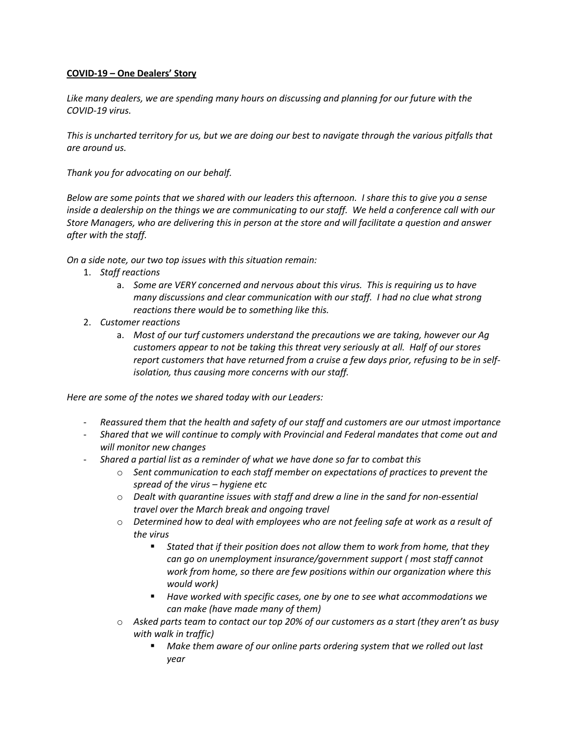**<u>COVID-19 – One Dealers' Story</u>**

*Like many dealers, we are spending many hours on discussing and planning for our future with the COVID-19 virus.*

*This is uncharted territory for us, but we are doing our best to navigate through the various pitfalls that are around us.*

*Thank you for advocating on our behalf.*

*Below are some points that we shared with our leaders this afternoon. I share this to give you a sense inside a dealership on the things we are communicating to our staff. We held a conference call with our Store Managers, who are delivering this in person at the store and will facilitate a question and answer after with the staff.*

*On a side note, our two top issues with this situation remain:*

1. *Staff reactions*
   a. *Some are VERY concerned and nervous about this virus. This is requiring us to have many discussions and clear communication with our staff. I had no clue what strong reactions there would be to something like this.*
2. *Customer reactions*
   a. *Most of our turf customers understand the precautions we are taking, however our Ag customers appear to not be taking this threat very seriously at all. Half of our stores report customers that have returned from a cruise a few days prior, refusing to be in self-isolation, thus causing more concerns with our staff.*

*Here are some of the notes we shared today with our Leaders:*

- *Reassured them that the health and safety of our staff and customers are our utmost importance*
- *Shared that we will continue to comply with Provincial and Federal mandates that come out and will monitor new changes*
- *Shared a partial list as a reminder of what we have done so far to combat this*
  - *Sent communication to each staff member on expectations of practices to prevent the spread of the virus – hygiene etc*
  - *Dealt with quarantine issues with staff and drew a line in the sand for non-essential travel over the March break and ongoing travel*
  - *Determined how to deal with employees who are not feeling safe at work as a result of the virus*
    - *Stated that if their position does not allow them to work from home, that they can go on unemployment insurance/government support ( most staff cannot work from home, so there are few positions within our organization where this would work)*
    - *Have worked with specific cases, one by one to see what accommodations we can make (have made many of them)*
  - *Asked parts team to contact our top 20% of our customers as a start (they aren't as busy with walk in traffic)*
    - *Make them aware of our online parts ordering system that we rolled out last year*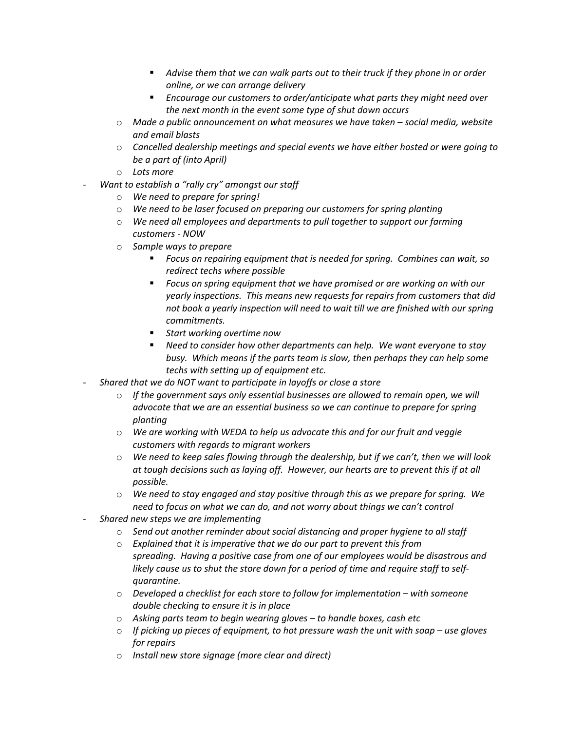- *Advise them that we can walk parts out to their truck if they phone in or order online, or we can arrange delivery*
        - *Encourage our customers to order/anticipate what parts they might need over the next month in the event some type of shut down occurs*
    - *Made a public announcement on what measures we have taken – social media, website and email blasts*
    - *Cancelled dealership meetings and special events we have either hosted or were going to be a part of (into April)*
    - *Lots more*
- *Want to establish a "rally cry" amongst our staff*
    - *We need to prepare for spring!*
    - *We need to be laser focused on preparing our customers for spring planting*
    - *We need all employees and departments to pull together to support our farming customers - NOW*
    - *Sample ways to prepare*
        - *Focus on repairing equipment that is needed for spring. Combines can wait, so redirect techs where possible*
        - *Focus on spring equipment that we have promised or are working on with our yearly inspections. This means new requests for repairs from customers that did not book a yearly inspection will need to wait till we are finished with our spring commitments.*
        - *Start working overtime now*
        - *Need to consider how other departments can help. We want everyone to stay busy. Which means if the parts team is slow, then perhaps they can help some techs with setting up of equipment etc.*
- *Shared that we do NOT want to participate in layoffs or close a store*
    - *If the government says only essential businesses are allowed to remain open, we will advocate that we are an essential business so we can continue to prepare for spring planting*
    - *We are working with WEDA to help us advocate this and for our fruit and veggie customers with regards to migrant workers*
    - *We need to keep sales flowing through the dealership, but if we can't, then we will look at tough decisions such as laying off. However, our hearts are to prevent this if at all possible.*
    - *We need to stay engaged and stay positive through this as we prepare for spring. We need to focus on what we can do, and not worry about things we can't control*
- *Shared new steps we are implementing*
    - *Send out another reminder about social distancing and proper hygiene to all staff*
    - *Explained that it is imperative that we do our part to prevent this from spreading. Having a positive case from one of our employees would be disastrous and likely cause us to shut the store down for a period of time and require staff to self-quarantine.*
    - *Developed a checklist for each store to follow for implementation – with someone double checking to ensure it is in place*
    - *Asking parts team to begin wearing gloves – to handle boxes, cash etc*
    - *If picking up pieces of equipment, to hot pressure wash the unit with soap – use gloves for repairs*
    - *Install new store signage (more clear and direct)*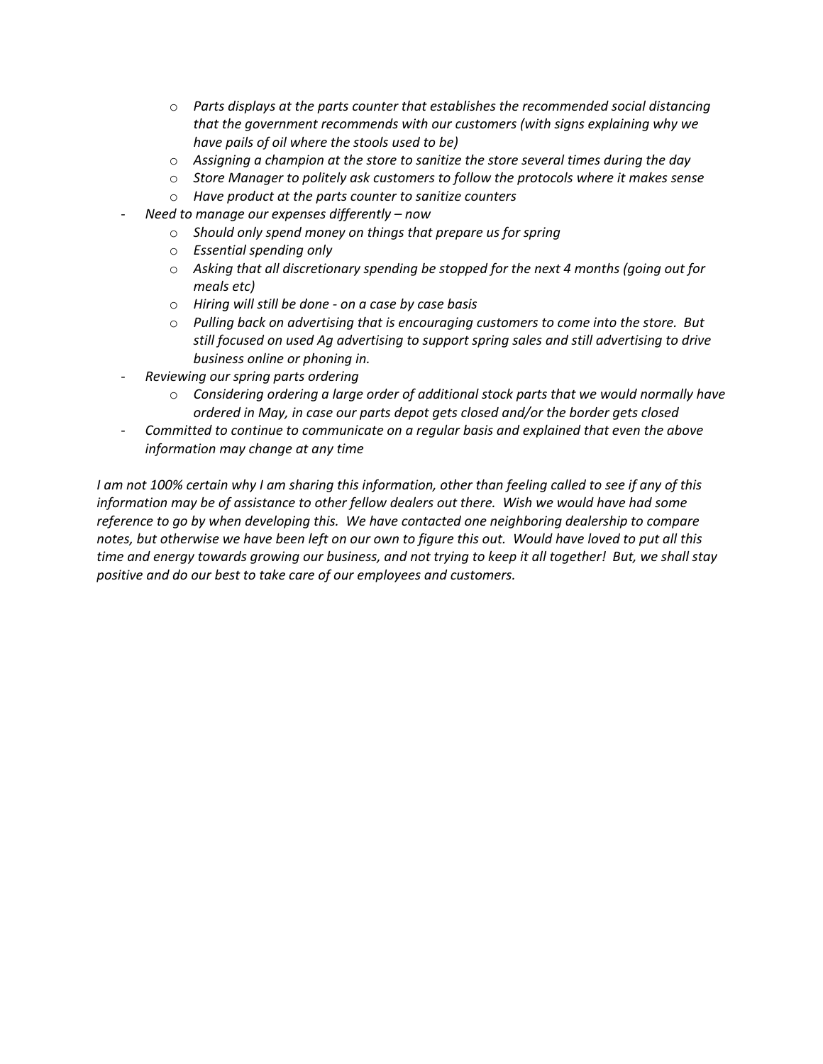- *Parts displays at the parts counter that establishes the recommended social distancing that the government recommends with our customers (with signs explaining why we have pails of oil where the stools used to be)*
- *Assigning a champion at the store to sanitize the store several times during the day*
- *Store Manager to politely ask customers to follow the protocols where it makes sense*
- *Have product at the parts counter to sanitize counters*

- *Need to manage our expenses differently – now*
  - *Should only spend money on things that prepare us for spring*
  - *Essential spending only*
  - *Asking that all discretionary spending be stopped for the next 4 months (going out for meals etc)*
  - *Hiring will still be done - on a case by case basis*
  - *Pulling back on advertising that is encouraging customers to come into the store. But still focused on used Ag advertising to support spring sales and still advertising to drive business online or phoning in.*
- *Reviewing our spring parts ordering*
  - *Considering ordering a large order of additional stock parts that we would normally have ordered in May, in case our parts depot gets closed and/or the border gets closed*
- *Committed to continue to communicate on a regular basis and explained that even the above information may change at any time*

*I am not 100% certain why I am sharing this information, other than feeling called to see if any of this information may be of assistance to other fellow dealers out there. Wish we would have had some reference to go by when developing this. We have contacted one neighboring dealership to compare notes, but otherwise we have been left on our own to figure this out. Would have loved to put all this time and energy towards growing our business, and not trying to keep it all together! But, we shall stay positive and do our best to take care of our employees and customers.*